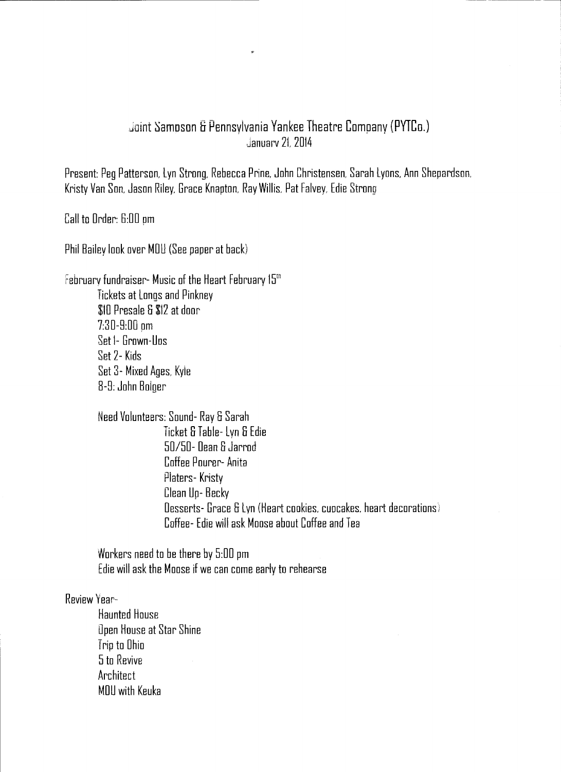# Joint Samoson & Pennsylvania Yankee Theatre Company (PYTCo.)

January 21, 2014

Present: Peg Patterson, Lyn Strong, Rebecca Prine, John Christensen, Sarah Lyons, Ann Shepardson, Kristy Van Son, Jason Riley, Grace Knapton, Ray Willis, Pat Falvey, Edie Strong

Call to Order: 6:00 pm

Phil Bailey look over MOU (See paper at back)

February fundraiser- Music of the Heart February 15th

- Tickets at Longs and Pinkney
- $10 Presale & $12 at door
- 7:30-9:00 pm
- Set 1- Grown-Ups
- Set 2- Kids
- Set 3- Mixed Ages, Kyle
- 8-9: John Bolger

- Need Volunteers: Sound- Ray & Sarah
  - Ticket & Table- Lyn & Edie
  - 50/50- Dean & Jarrod
  - Coffee Pourer- Anita
  - Platers- Kristy
  - Clean Up- Becky
  - Desserts- Grace & Lyn (Heart cookies, cupcakes, heart decorations)
  - Coffee- Edie will ask Moose about Coffee and Tea

- Workers need to be there by 5:00 pm
- Edie will ask the Moose if we can come early to rehearse

Review Year-

- Haunted House
- Open House at Star Shine
- Trip to Ohio
- 5 to Revive
- Architect
- MOU with Keuka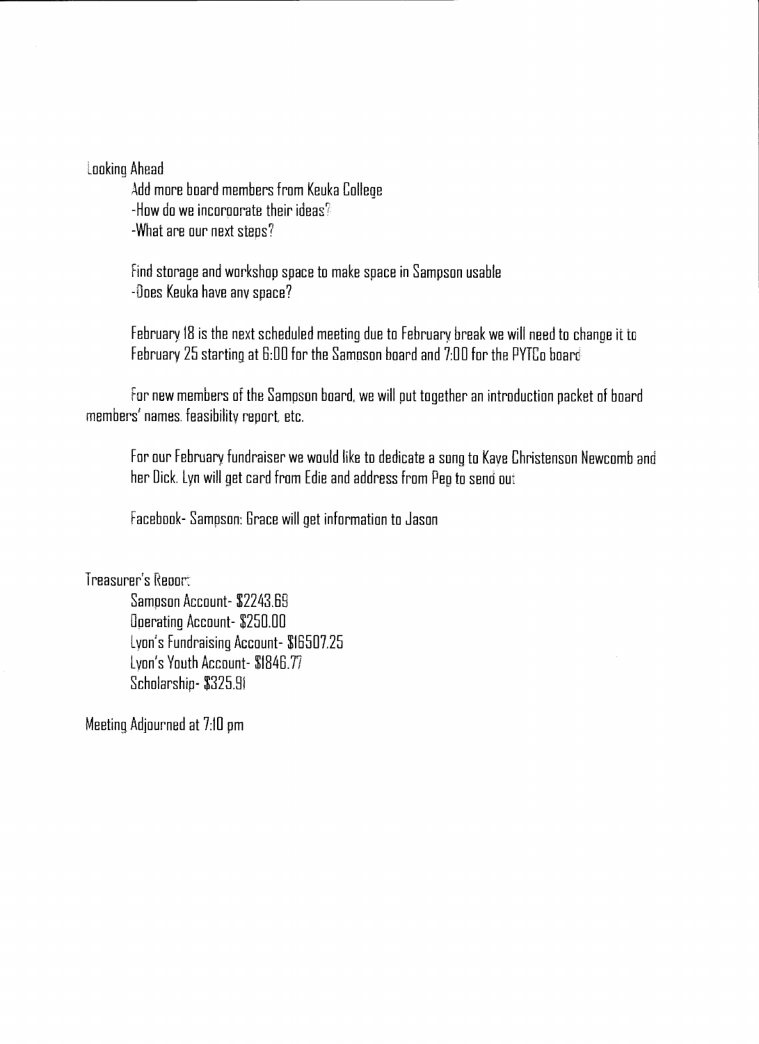Looking Ahead

Add more board members from Keuka College
- How do we incorporate their ideas?
- What are our next steps?

Find storage and workshop space to make space in Sampson usable
- Does Keuka have any space?

February 18 is the next scheduled meeting due to February break we will need to change it to February 25 starting at 6:00 for the Sampson board and 7:00 for the PYTCo board

For new members of the Sampson board, we will put together an introduction packet of board members' names, feasibility report, etc.

For our February fundraiser we would like to dedicate a song to Kaye Christenson Newcomb and her Dick. Lyn will get card from Edie and address from Peg to send out

Facebook- Sampson: Grace will get information to Jason

Treasurer's Report:

Sampson Account- $2243.69
Operating Account- $250.00
Lyon's Fundraising Account- $16507.25
Lyon's Youth Account- $1846.77
Scholarship- $325.91

Meeting Adjourned at 7:10 pm